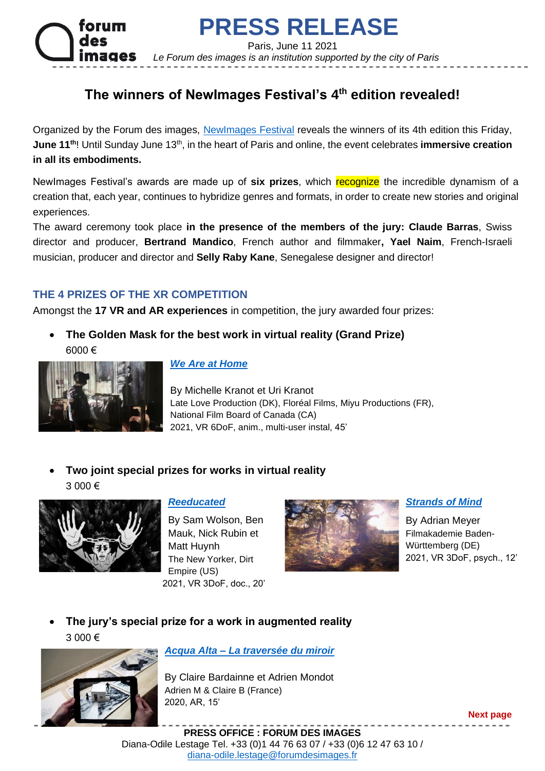# PRESS RELEASE

Paris, June 11 2021

*Le Forum des images is an institution supported by the city of Paris*

## The winners of NewImages Festival's 4th edition revealed!

Organized by the Forum des images, NewImages Festival reveals the winners of its 4th edition this Friday, **June 11th**! Until Sunday June 13th, in the heart of Paris and online, the event celebrates **immersive creation in all its embodiments.**

NewImages Festival's awards are made up of **six prizes**, which recognize the incredible dynamism of a creation that, each year, continues to hybridize genres and formats, in order to create new stories and original experiences.

The award ceremony took place **in the presence of the members of the jury: Claude Barras**, Swiss director and producer, **Bertrand Mandico**, French author and filmmaker**, Yael Naim**, French-Israeli musician, producer and director and **Selly Raby Kane**, Senegalese designer and director!

### THE 4 PRIZES OF THE XR COMPETITION

Amongst the **17 VR and AR experiences** in competition, the jury awarded four prizes:

- **The Golden Mask for the best work in virtual reality (Grand Prize)**
  6000 €

***We Are at Home***

By Michelle Kranot et Uri Kranot
Late Love Production (DK), Floréal Films, Miyu Productions (FR), National Film Board of Canada (CA)
2021, VR 6DoF, anim., multi-user instal, 45'

- **Two joint special prizes for works in virtual reality**
  3 000 €

***Reeducated***

By Sam Wolson, Ben Mauk, Nick Rubin et Matt Huynh
The New Yorker, Dirt Empire (US)
2021, VR 3DoF, doc., 20'

***Strands of Mind***

By Adrian Meyer
Filmakademie Baden-Württemberg (DE)
2021, VR 3DoF, psych., 12'

- **The jury's special prize for a work in augmented reality**
  3 000 €

***Acqua Alta – La traversée du miroir***

By Claire Bardainne et Adrien Mondot
Adrien M & Claire B (France)
2020, AR, 15'

**Next page**

**PRESS OFFICE : FORUM DES IMAGES**
Diana-Odile Lestage Tel. +33 (0)1 44 76 63 07 / +33 (0)6 12 47 63 10 / diana-odile.lestage@forumdesimages.fr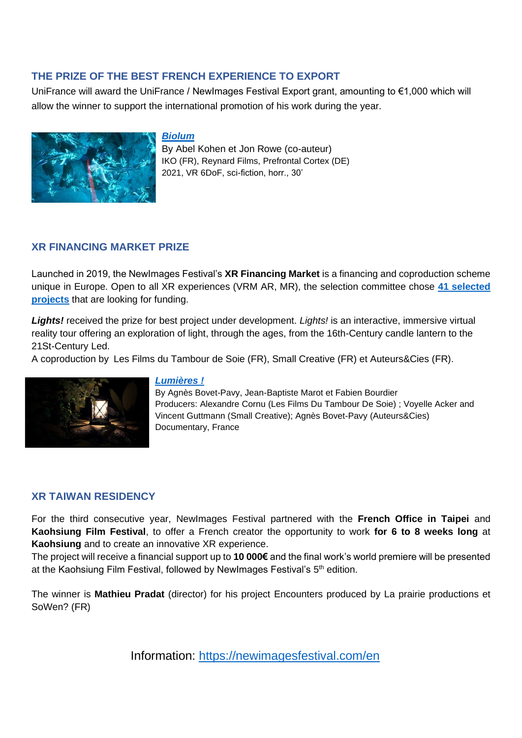## THE PRIZE OF THE BEST FRENCH EXPERIENCE TO EXPORT

UniFrance will award the UniFrance / NewImages Festival Export grant, amounting to €1,000 which will allow the winner to support the international promotion of his work during the year.

***Biolum***
By Abel Kohen et Jon Rowe (co-auteur)
IKO (FR), Reynard Films, Prefrontal Cortex (DE)
2021, VR 6DoF, sci-fiction, horr., 30'

## XR FINANCING MARKET PRIZE

Launched in 2019, the NewImages Festival's **XR Financing Market** is a financing and coproduction scheme unique in Europe. Open to all XR experiences (VRM AR, MR), the selection committee chose **41 selected projects** that are looking for funding.

***Lights!*** received the prize for best project under development. *Lights!* is an interactive, immersive virtual reality tour offering an exploration of light, through the ages, from the 16th-Century candle lantern to the 21St-Century Led.
A coproduction by Les Films du Tambour de Soie (FR), Small Creative (FR) et Auteurs&Cies (FR).

***Lumières !***
By Agnès Bovet-Pavy, Jean-Baptiste Marot et Fabien Bourdier
Producers: Alexandre Cornu (Les Films Du Tambour De Soie) ; Voyelle Acker and Vincent Guttmann (Small Creative); Agnès Bovet-Pavy (Auteurs&Cies)
Documentary, France

## XR TAIWAN RESIDENCY

For the third consecutive year, NewImages Festival partnered with the **French Office in Taipei** and **Kaohsiung Film Festival**, to offer a French creator the opportunity to work **for 6 to 8 weeks long** at **Kaohsiung** and to create an innovative XR experience.
The project will receive a financial support up to **10 000€** and the final work's world premiere will be presented at the Kaohsiung Film Festival, followed by NewImages Festival's 5th edition.

The winner is **Mathieu Pradat** (director) for his project Encounters produced by La prairie productions et SoWen? (FR)

Information: https://newimagesfestival.com/en